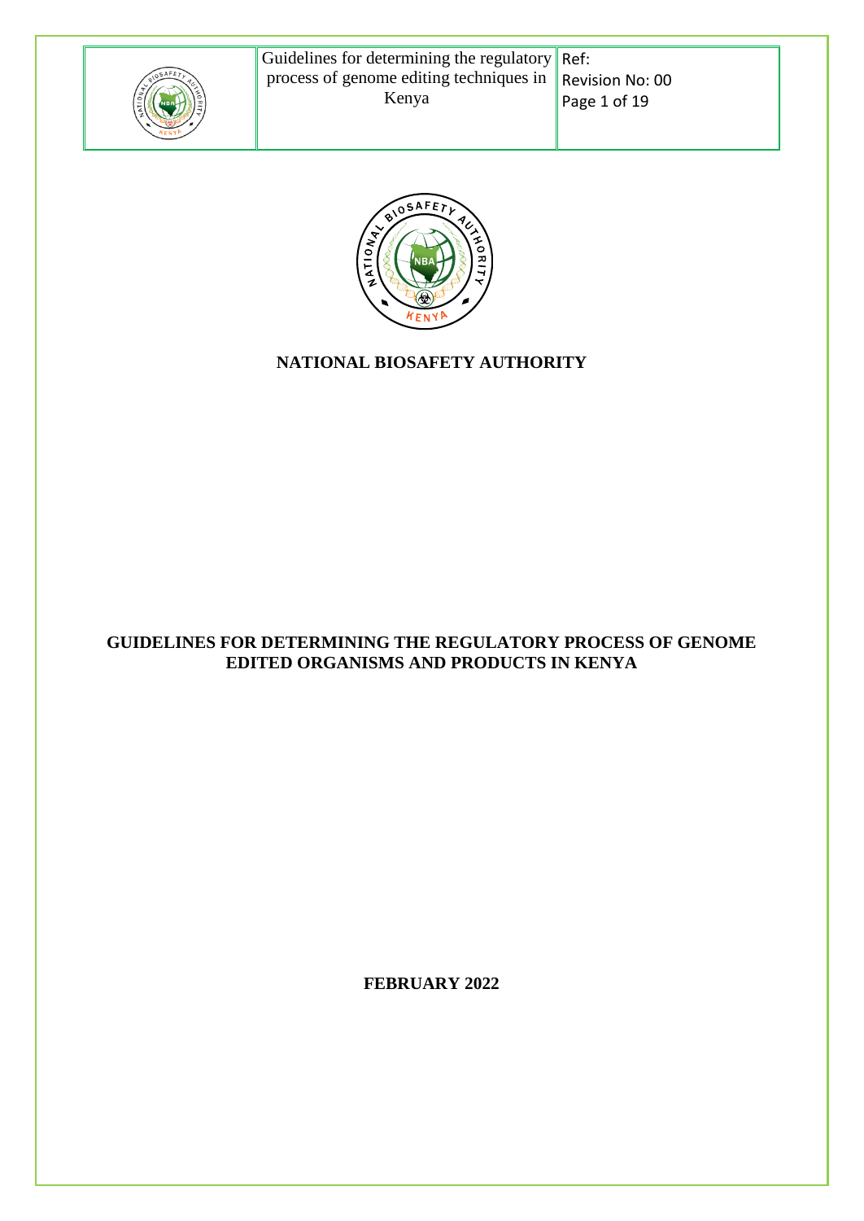**NATIONAL BIOSAFETY AUTHORITY**

# GUIDELINES FOR DETERMINING THE REGULATORY PROCESS OF GENOME EDITED ORGANISMS AND PRODUCTS IN KENYA

**FEBRUARY 2022**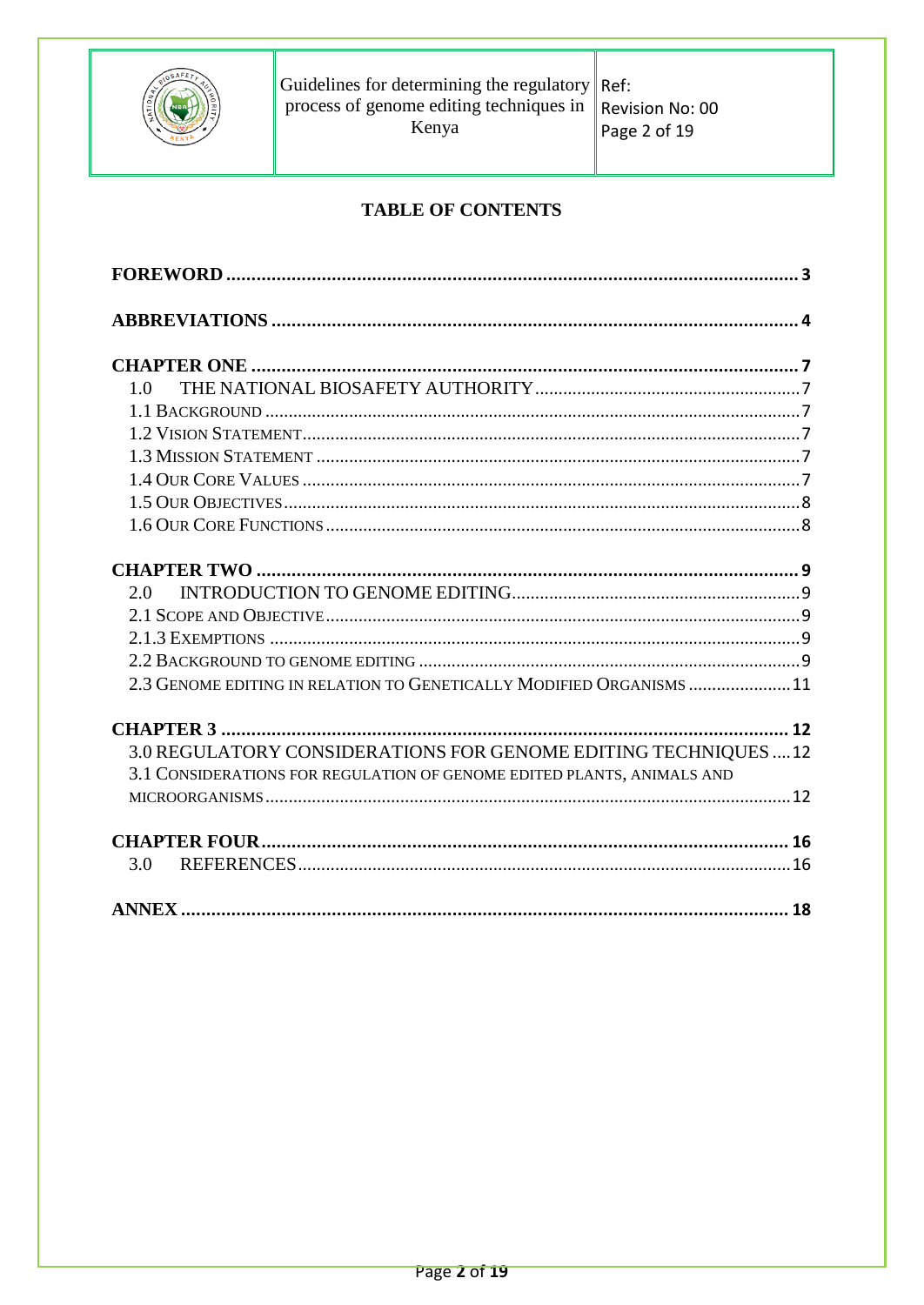## TABLE OF CONTENTS

**FOREWORD** ........................................................................................................ 3

**ABBREVIATIONS** .............................................................................................. 4

**CHAPTER ONE** .................................................................................................. 7

- 1.0 THE NATIONAL BIOSAFETY AUTHORITY ................................................. 7
- 1.1 BACKGROUND ............................................................................................ 7
- 1.2 VISION STATEMENT .................................................................................. 7
- 1.3 MISSION STATEMENT ................................................................................ 7
- 1.4 OUR CORE VALUES .................................................................................... 7
- 1.5 OUR OBJECTIVES ....................................................................................... 8
- 1.6 OUR CORE FUNCTIONS ............................................................................. 8

**CHAPTER TWO** .................................................................................................. 9

- 2.0 INTRODUCTION TO GENOME EDITING ...................................................... 9
- 2.1 SCOPE AND OBJECTIVE ............................................................................. 9
- 2.1.3 EXEMPTIONS ............................................................................................ 9
- 2.2 BACKGROUND TO GENOME EDITING ........................................................ 9
- 2.3 GENOME EDITING IN RELATION TO GENETICALLY MODIFIED ORGANISMS ...................... 11

**CHAPTER 3** ....................................................................................................... 12

- 3.0 REGULATORY CONSIDERATIONS FOR GENOME EDITING TECHNIQUES .... 12
- 3.1 CONSIDERATIONS FOR REGULATION OF GENOME EDITED PLANTS, ANIMALS AND MICROORGANISMS ............................................................................................. 12

**CHAPTER FOUR** ............................................................................................... 16

- 3.0 REFERENCES .............................................................................................. 16

**ANNEX** ............................................................................................................... 18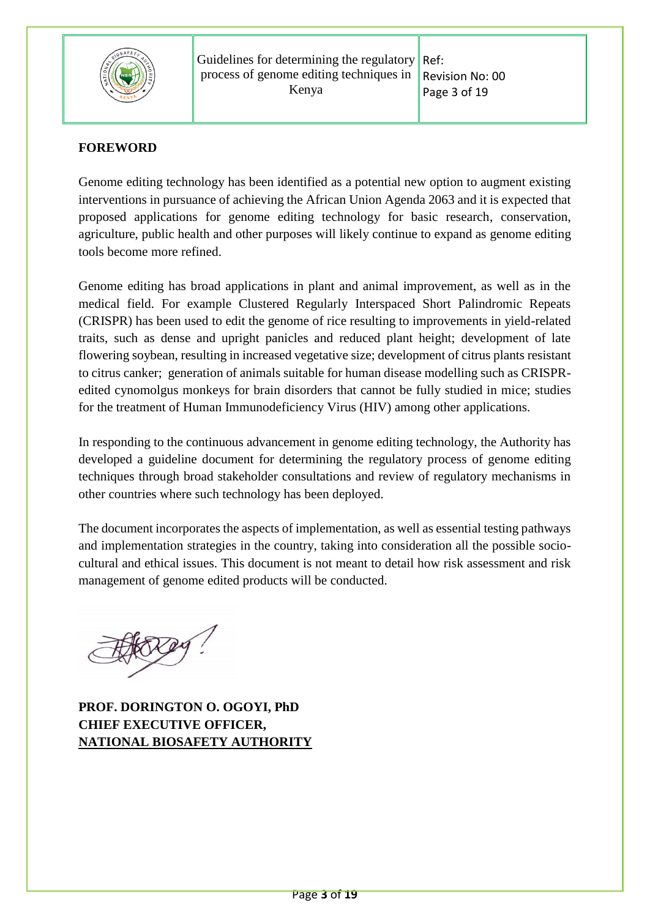## FOREWORD

Genome editing technology has been identified as a potential new option to augment existing interventions in pursuance of achieving the African Union Agenda 2063 and it is expected that proposed applications for genome editing technology for basic research, conservation, agriculture, public health and other purposes will likely continue to expand as genome editing tools become more refined.

Genome editing has broad applications in plant and animal improvement, as well as in the medical field. For example Clustered Regularly Interspaced Short Palindromic Repeats (CRISPR) has been used to edit the genome of rice resulting to improvements in yield-related traits, such as dense and upright panicles and reduced plant height; development of late flowering soybean, resulting in increased vegetative size; development of citrus plants resistant to citrus canker; generation of animals suitable for human disease modelling such as CRISPR-edited cynomolgus monkeys for brain disorders that cannot be fully studied in mice; studies for the treatment of Human Immunodeficiency Virus (HIV) among other applications.

In responding to the continuous advancement in genome editing technology, the Authority has developed a guideline document for determining the regulatory process of genome editing techniques through broad stakeholder consultations and review of regulatory mechanisms in other countries where such technology has been deployed.

The document incorporates the aspects of implementation, as well as essential testing pathways and implementation strategies in the country, taking into consideration all the possible socio-cultural and ethical issues. This document is not meant to detail how risk assessment and risk management of genome edited products will be conducted.

**PROF. DORINGTON O. OGOYI, PhD**
**CHIEF EXECUTIVE OFFICER,**
**NATIONAL BIOSAFETY AUTHORITY**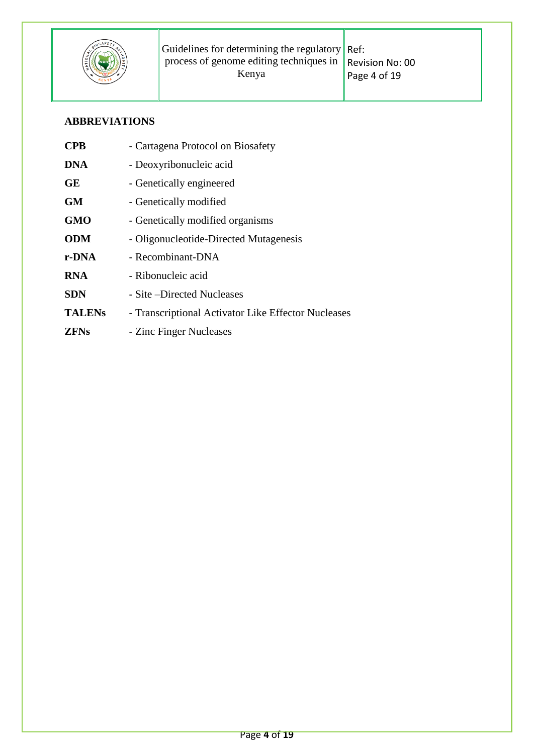## ABBREVIATIONS

**CPB** - Cartagena Protocol on Biosafety

**DNA** - Deoxyribonucleic acid

**GE** - Genetically engineered

**GM** - Genetically modified

**GMO** - Genetically modified organisms

**ODM** - Oligonucleotide-Directed Mutagenesis

**r-DNA** - Recombinant-DNA

**RNA** - Ribonucleic acid

**SDN** - Site –Directed Nucleases

**TALENs** - Transcriptional Activator Like Effector Nucleases

**ZFNs** - Zinc Finger Nucleases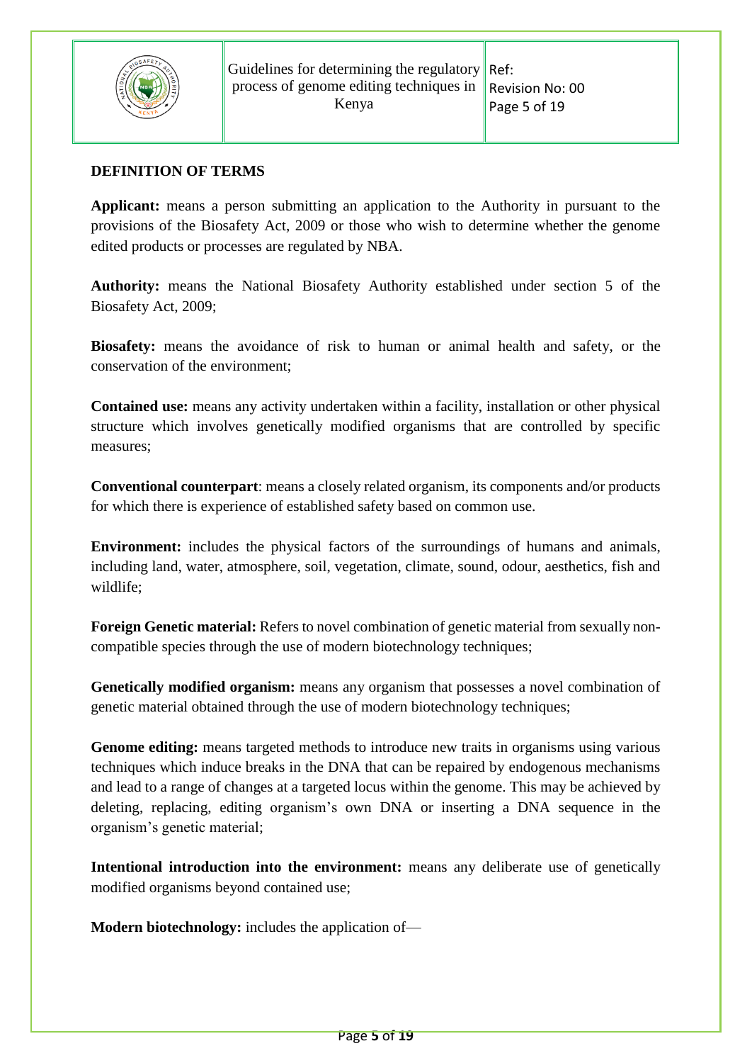## DEFINITION OF TERMS

**Applicant:** means a person submitting an application to the Authority in pursuant to the provisions of the Biosafety Act, 2009 or those who wish to determine whether the genome edited products or processes are regulated by NBA.

**Authority:** means the National Biosafety Authority established under section 5 of the Biosafety Act, 2009;

**Biosafety:** means the avoidance of risk to human or animal health and safety, or the conservation of the environment;

**Contained use:** means any activity undertaken within a facility, installation or other physical structure which involves genetically modified organisms that are controlled by specific measures;

**Conventional counterpart**: means a closely related organism, its components and/or products for which there is experience of established safety based on common use.

**Environment:** includes the physical factors of the surroundings of humans and animals, including land, water, atmosphere, soil, vegetation, climate, sound, odour, aesthetics, fish and wildlife;

**Foreign Genetic material:** Refers to novel combination of genetic material from sexually non-compatible species through the use of modern biotechnology techniques;

**Genetically modified organism:** means any organism that possesses a novel combination of genetic material obtained through the use of modern biotechnology techniques;

**Genome editing:** means targeted methods to introduce new traits in organisms using various techniques which induce breaks in the DNA that can be repaired by endogenous mechanisms and lead to a range of changes at a targeted locus within the genome. This may be achieved by deleting, replacing, editing organism's own DNA or inserting a DNA sequence in the organism's genetic material;

**Intentional introduction into the environment:** means any deliberate use of genetically modified organisms beyond contained use;

**Modern biotechnology:** includes the application of—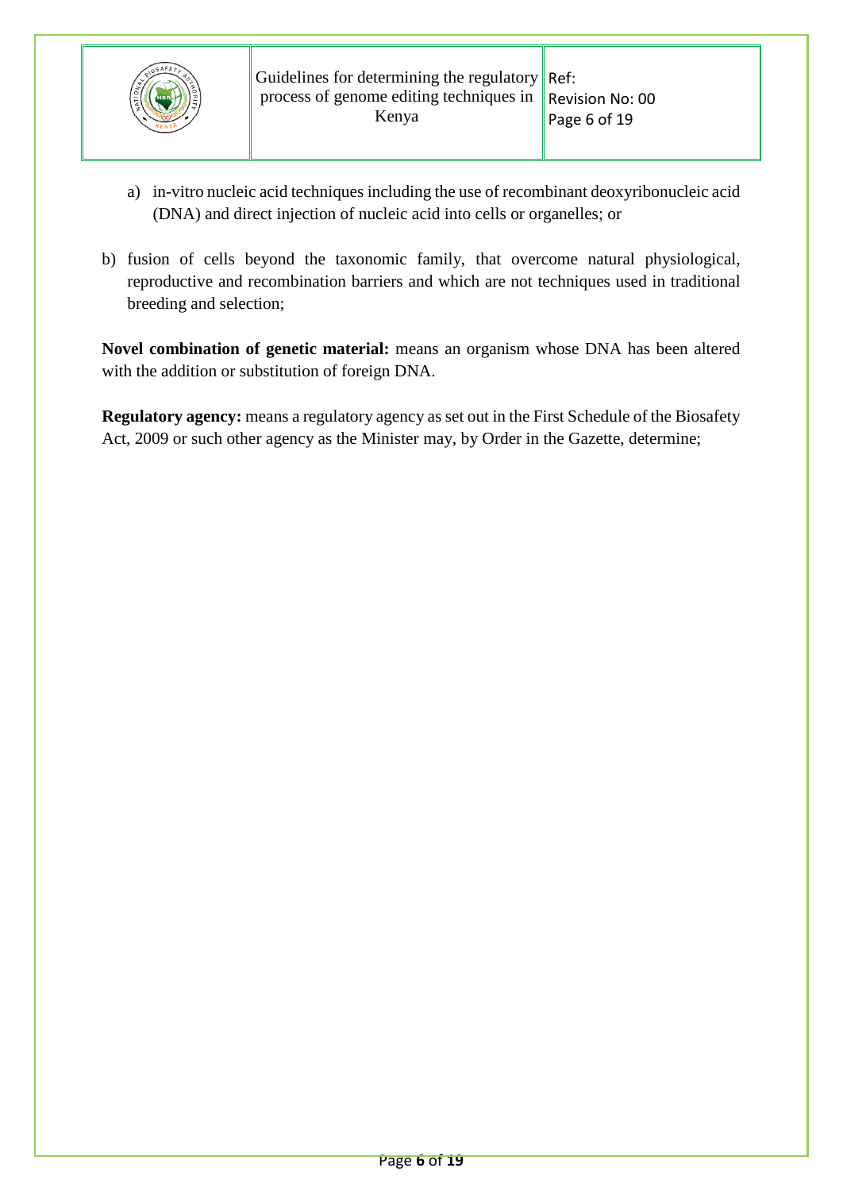a) in-vitro nucleic acid techniques including the use of recombinant deoxyribonucleic acid (DNA) and direct injection of nucleic acid into cells or organelles; or

b) fusion of cells beyond the taxonomic family, that overcome natural physiological, reproductive and recombination barriers and which are not techniques used in traditional breeding and selection;

**Novel combination of genetic material:** means an organism whose DNA has been altered with the addition or substitution of foreign DNA.

**Regulatory agency:** means a regulatory agency as set out in the First Schedule of the Biosafety Act, 2009 or such other agency as the Minister may, by Order in the Gazette, determine;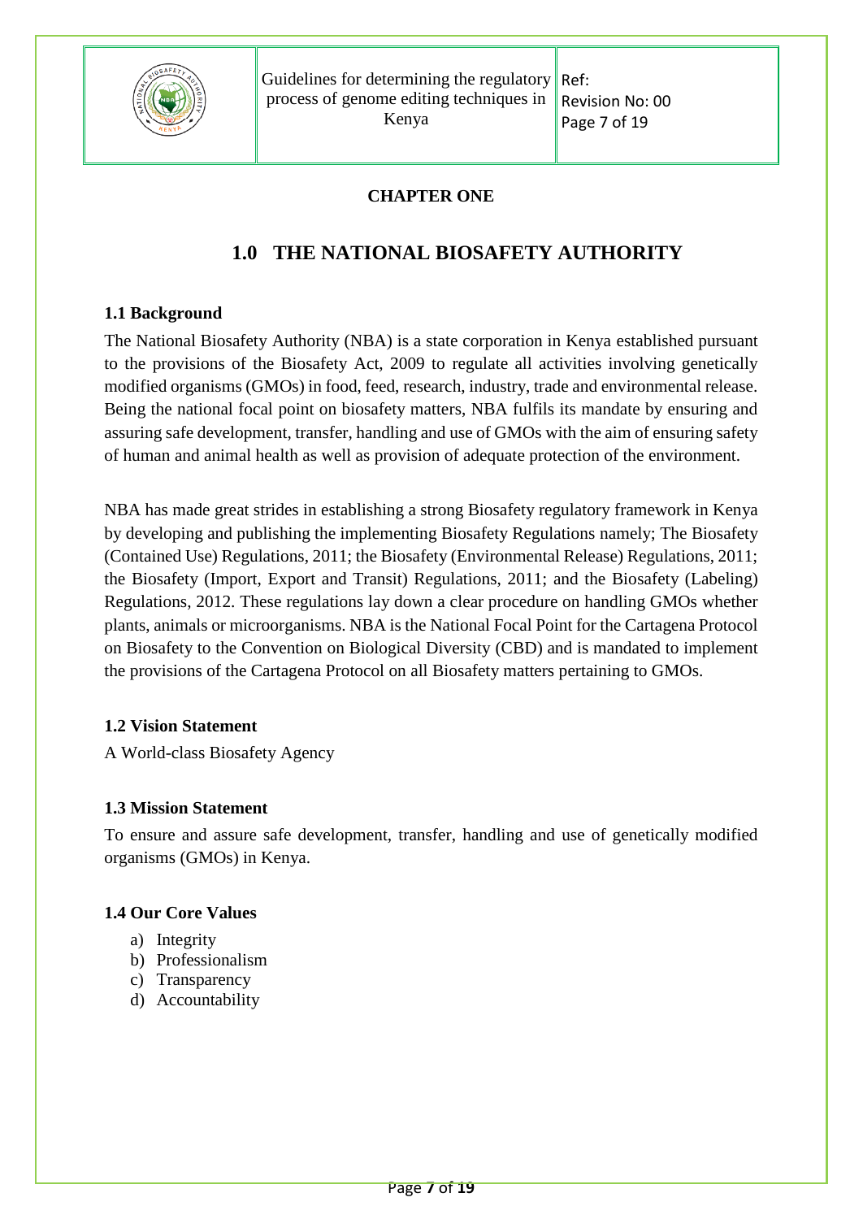**CHAPTER ONE**

# 1.0 THE NATIONAL BIOSAFETY AUTHORITY

## 1.1 Background

The National Biosafety Authority (NBA) is a state corporation in Kenya established pursuant to the provisions of the Biosafety Act, 2009 to regulate all activities involving genetically modified organisms (GMOs) in food, feed, research, industry, trade and environmental release. Being the national focal point on biosafety matters, NBA fulfils its mandate by ensuring and assuring safe development, transfer, handling and use of GMOs with the aim of ensuring safety of human and animal health as well as provision of adequate protection of the environment.

NBA has made great strides in establishing a strong Biosafety regulatory framework in Kenya by developing and publishing the implementing Biosafety Regulations namely; The Biosafety (Contained Use) Regulations, 2011; the Biosafety (Environmental Release) Regulations, 2011; the Biosafety (Import, Export and Transit) Regulations, 2011; and the Biosafety (Labeling) Regulations, 2012. These regulations lay down a clear procedure on handling GMOs whether plants, animals or microorganisms. NBA is the National Focal Point for the Cartagena Protocol on Biosafety to the Convention on Biological Diversity (CBD) and is mandated to implement the provisions of the Cartagena Protocol on all Biosafety matters pertaining to GMOs.

## 1.2 Vision Statement

A World-class Biosafety Agency

## 1.3 Mission Statement

To ensure and assure safe development, transfer, handling and use of genetically modified organisms (GMOs) in Kenya.

## 1.4 Our Core Values

a) Integrity
b) Professionalism
c) Transparency
d) Accountability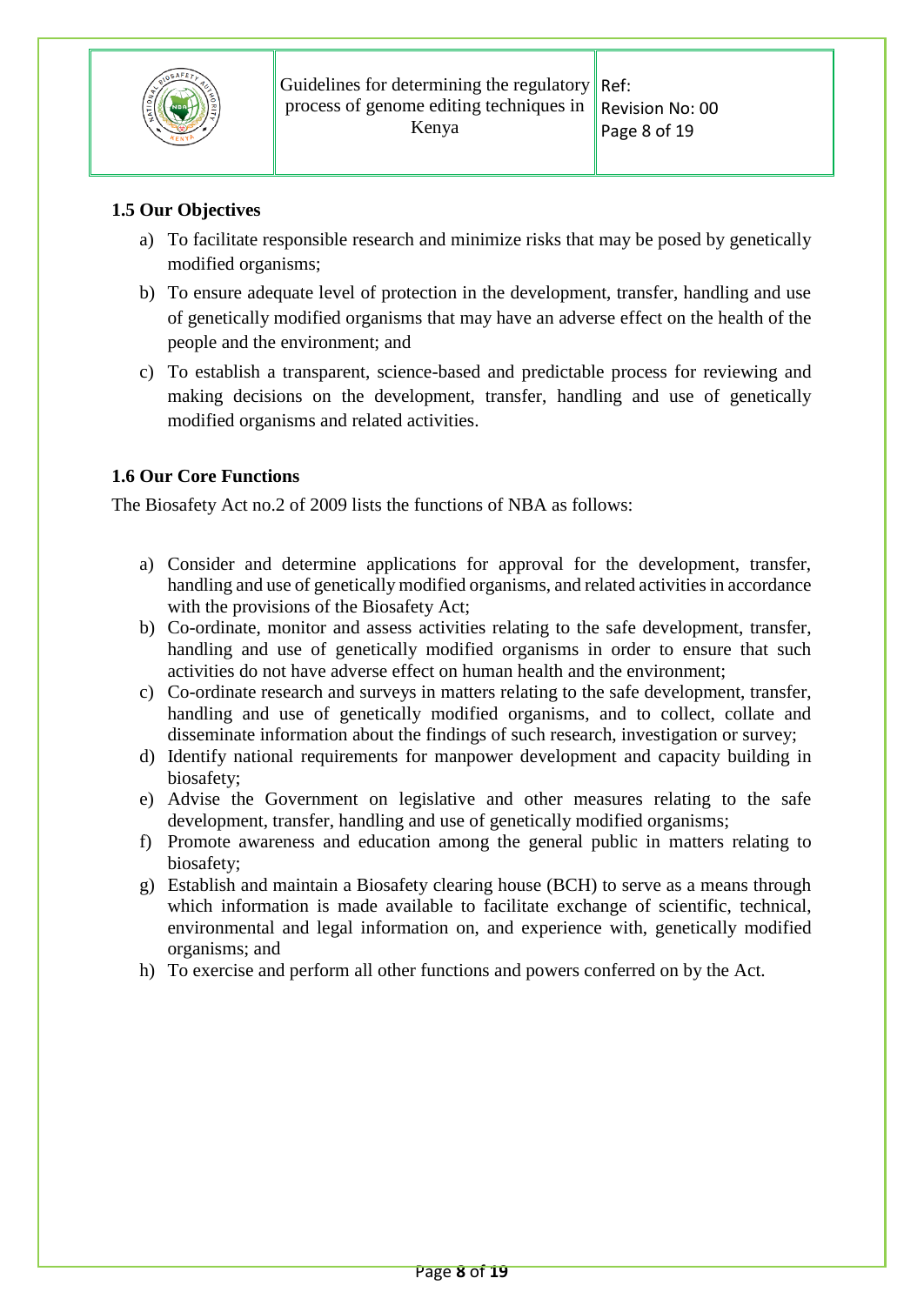### 1.5 Our Objectives

a) To facilitate responsible research and minimize risks that may be posed by genetically modified organisms;

b) To ensure adequate level of protection in the development, transfer, handling and use of genetically modified organisms that may have an adverse effect on the health of the people and the environment; and

c) To establish a transparent, science-based and predictable process for reviewing and making decisions on the development, transfer, handling and use of genetically modified organisms and related activities.

### 1.6 Our Core Functions

The Biosafety Act no.2 of 2009 lists the functions of NBA as follows:

a) Consider and determine applications for approval for the development, transfer, handling and use of genetically modified organisms, and related activities in accordance with the provisions of the Biosafety Act;
b) Co-ordinate, monitor and assess activities relating to the safe development, transfer, handling and use of genetically modified organisms in order to ensure that such activities do not have adverse effect on human health and the environment;
c) Co-ordinate research and surveys in matters relating to the safe development, transfer, handling and use of genetically modified organisms, and to collect, collate and disseminate information about the findings of such research, investigation or survey;
d) Identify national requirements for manpower development and capacity building in biosafety;
e) Advise the Government on legislative and other measures relating to the safe development, transfer, handling and use of genetically modified organisms;
f) Promote awareness and education among the general public in matters relating to biosafety;
g) Establish and maintain a Biosafety clearing house (BCH) to serve as a means through which information is made available to facilitate exchange of scientific, technical, environmental and legal information on, and experience with, genetically modified organisms; and
h) To exercise and perform all other functions and powers conferred on by the Act.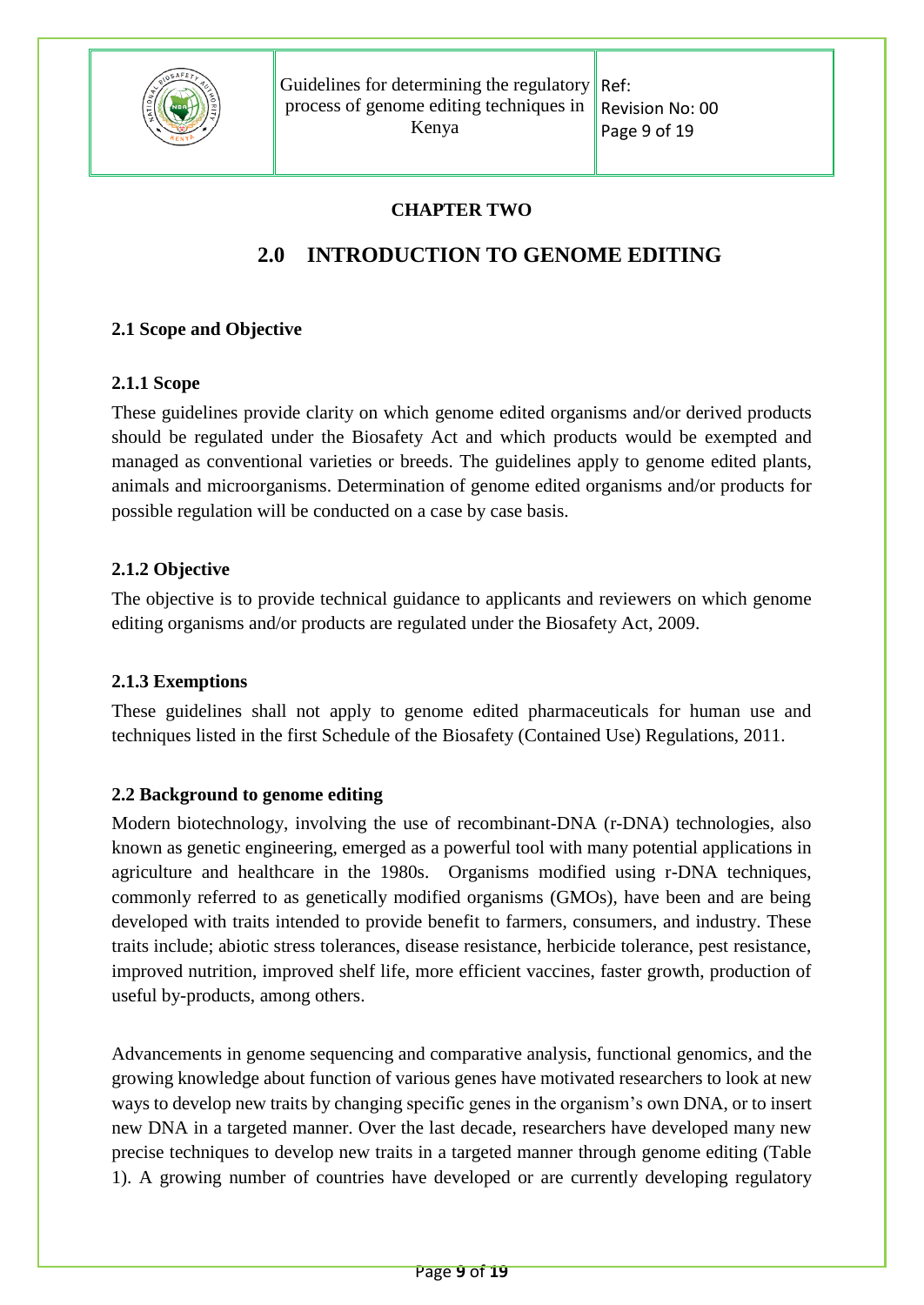**CHAPTER TWO**

# 2.0 INTRODUCTION TO GENOME EDITING

## 2.1 Scope and Objective

### 2.1.1 Scope

These guidelines provide clarity on which genome edited organisms and/or derived products should be regulated under the Biosafety Act and which products would be exempted and managed as conventional varieties or breeds. The guidelines apply to genome edited plants, animals and microorganisms. Determination of genome edited organisms and/or products for possible regulation will be conducted on a case by case basis.

### 2.1.2 Objective

The objective is to provide technical guidance to applicants and reviewers on which genome editing organisms and/or products are regulated under the Biosafety Act, 2009.

### 2.1.3 Exemptions

These guidelines shall not apply to genome edited pharmaceuticals for human use and techniques listed in the first Schedule of the Biosafety (Contained Use) Regulations, 2011.

## 2.2 Background to genome editing

Modern biotechnology, involving the use of recombinant-DNA (r-DNA) technologies, also known as genetic engineering, emerged as a powerful tool with many potential applications in agriculture and healthcare in the 1980s. Organisms modified using r-DNA techniques, commonly referred to as genetically modified organisms (GMOs), have been and are being developed with traits intended to provide benefit to farmers, consumers, and industry. These traits include; abiotic stress tolerances, disease resistance, herbicide tolerance, pest resistance, improved nutrition, improved shelf life, more efficient vaccines, faster growth, production of useful by-products, among others.

Advancements in genome sequencing and comparative analysis, functional genomics, and the growing knowledge about function of various genes have motivated researchers to look at new ways to develop new traits by changing specific genes in the organism's own DNA, or to insert new DNA in a targeted manner. Over the last decade, researchers have developed many new precise techniques to develop new traits in a targeted manner through genome editing (Table 1). A growing number of countries have developed or are currently developing regulatory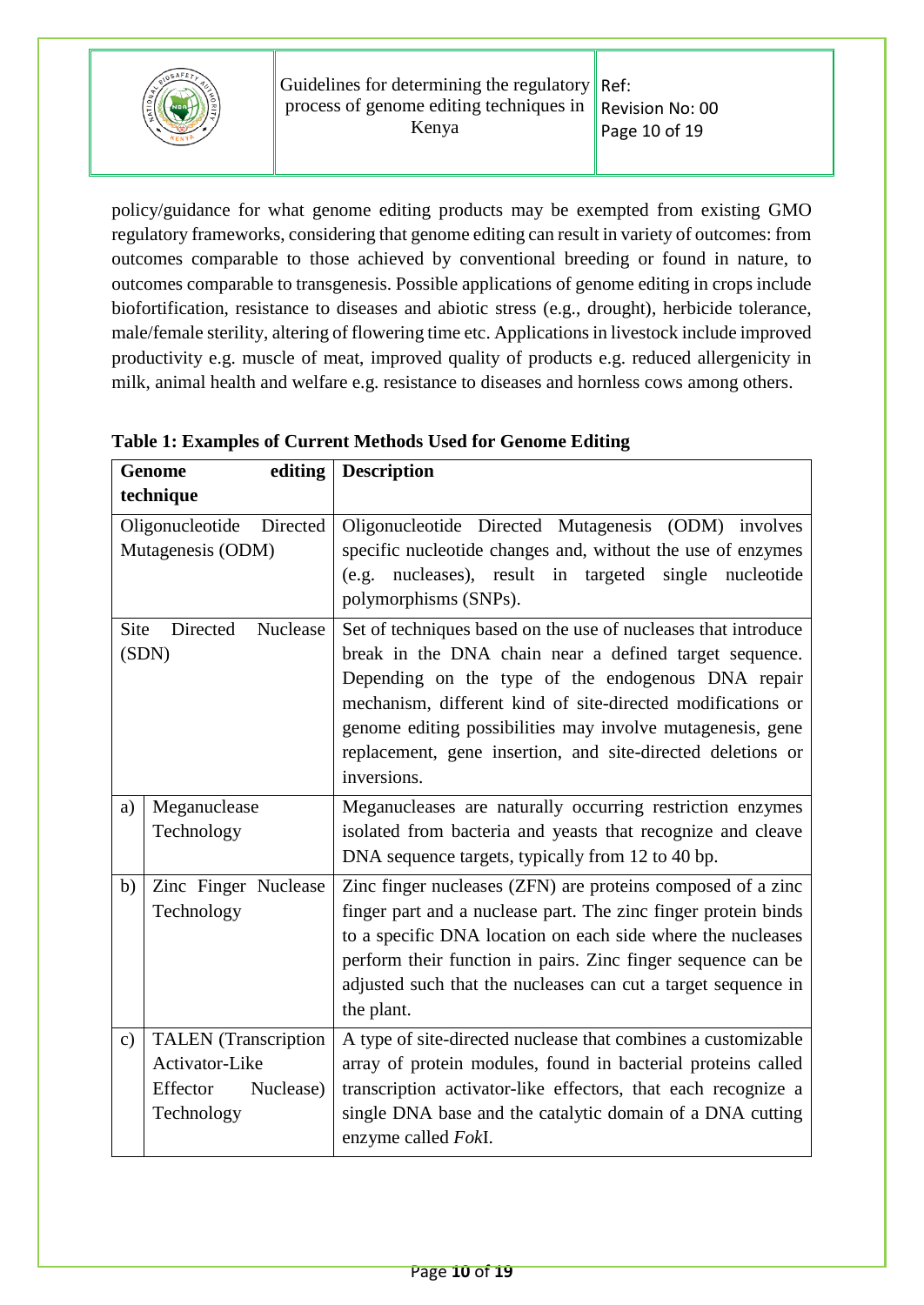policy/guidance for what genome editing products may be exempted from existing GMO regulatory frameworks, considering that genome editing can result in variety of outcomes: from outcomes comparable to those achieved by conventional breeding or found in nature, to outcomes comparable to transgenesis. Possible applications of genome editing in crops include biofortification, resistance to diseases and abiotic stress (e.g., drought), herbicide tolerance, male/female sterility, altering of flowering time etc. Applications in livestock include improved productivity e.g. muscle of meat, improved quality of products e.g. reduced allergenicity in milk, animal health and welfare e.g. resistance to diseases and hornless cows among others.

**Table 1: Examples of Current Methods Used for Genome Editing**

| Genome editing technique | | Description |
|---|---|---|
| Oligonucleotide Directed Mutagenesis (ODM) | | Oligonucleotide Directed Mutagenesis (ODM) involves specific nucleotide changes and, without the use of enzymes (e.g. nucleases), result in targeted single nucleotide polymorphisms (SNPs). |
| Site Directed Nuclease (SDN) | | Set of techniques based on the use of nucleases that introduce break in the DNA chain near a defined target sequence. Depending on the type of the endogenous DNA repair mechanism, different kind of site-directed modifications or genome editing possibilities may involve mutagenesis, gene replacement, gene insertion, and site-directed deletions or inversions. |
| a) | Meganuclease Technology | Meganucleases are naturally occurring restriction enzymes isolated from bacteria and yeasts that recognize and cleave DNA sequence targets, typically from 12 to 40 bp. |
| b) | Zinc Finger Nuclease Technology | Zinc finger nucleases (ZFN) are proteins composed of a zinc finger part and a nuclease part. The zinc finger protein binds to a specific DNA location on each side where the nucleases perform their function in pairs. Zinc finger sequence can be adjusted such that the nucleases can cut a target sequence in the plant. |
| c) | TALEN (Transcription Activator-Like Effector Nuclease) Technology | A type of site-directed nuclease that combines a customizable array of protein modules, found in bacterial proteins called transcription activator-like effectors, that each recognize a single DNA base and the catalytic domain of a DNA cutting enzyme called *Fok*I. |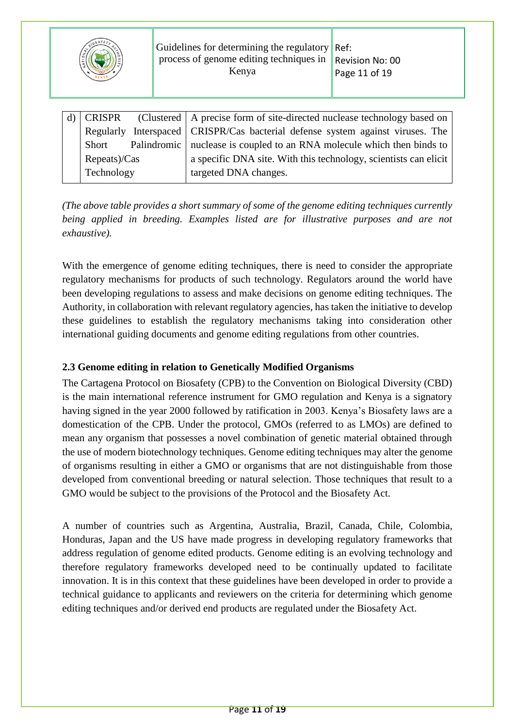| d) | CRISPR (Clustered Regularly Interspaced Short Palindromic Repeats)/Cas Technology | A precise form of site-directed nuclease technology based on CRISPR/Cas bacterial defense system against viruses. The nuclease is coupled to an RNA molecule which then binds to a specific DNA site. With this technology, scientists can elicit targeted DNA changes. |
|---|---|---|

*(The above table provides a short summary of some of the genome editing techniques currently being applied in breeding. Examples listed are for illustrative purposes and are not exhaustive).*

With the emergence of genome editing techniques, there is need to consider the appropriate regulatory mechanisms for products of such technology. Regulators around the world have been developing regulations to assess and make decisions on genome editing techniques. The Authority, in collaboration with relevant regulatory agencies, has taken the initiative to develop these guidelines to establish the regulatory mechanisms taking into consideration other international guiding documents and genome editing regulations from other countries.

### 2.3 Genome editing in relation to Genetically Modified Organisms

The Cartagena Protocol on Biosafety (CPB) to the Convention on Biological Diversity (CBD) is the main international reference instrument for GMO regulation and Kenya is a signatory having signed in the year 2000 followed by ratification in 2003. Kenya's Biosafety laws are a domestication of the CPB. Under the protocol, GMOs (referred to as LMOs) are defined to mean any organism that possesses a novel combination of genetic material obtained through the use of modern biotechnology techniques. Genome editing techniques may alter the genome of organisms resulting in either a GMO or organisms that are not distinguishable from those developed from conventional breeding or natural selection. Those techniques that result to a GMO would be subject to the provisions of the Protocol and the Biosafety Act.

A number of countries such as Argentina, Australia, Brazil, Canada, Chile, Colombia, Honduras, Japan and the US have made progress in developing regulatory frameworks that address regulation of genome edited products. Genome editing is an evolving technology and therefore regulatory frameworks developed need to be continually updated to facilitate innovation. It is in this context that these guidelines have been developed in order to provide a technical guidance to applicants and reviewers on the criteria for determining which genome editing techniques and/or derived end products are regulated under the Biosafety Act.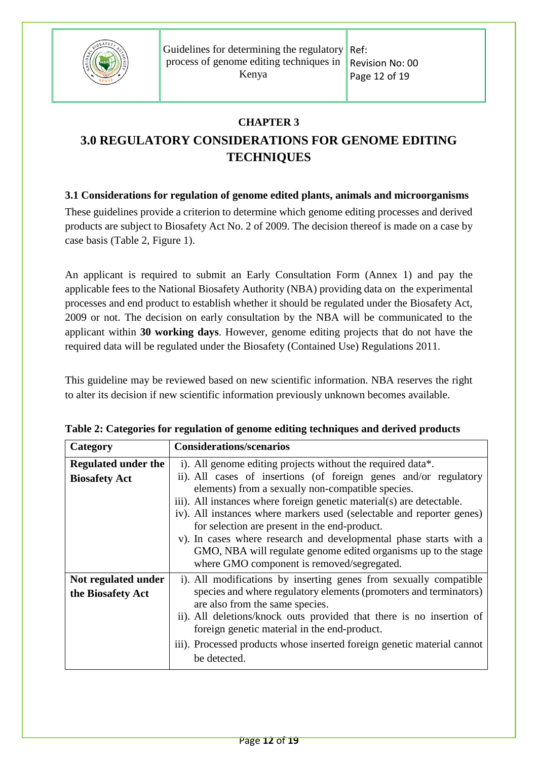## CHAPTER 3

# 3.0 REGULATORY CONSIDERATIONS FOR GENOME EDITING TECHNIQUES

### 3.1 Considerations for regulation of genome edited plants, animals and microorganisms

These guidelines provide a criterion to determine which genome editing processes and derived products are subject to Biosafety Act No. 2 of 2009. The decision thereof is made on a case by case basis (Table 2, Figure 1).

An applicant is required to submit an Early Consultation Form (Annex 1) and pay the applicable fees to the National Biosafety Authority (NBA) providing data on the experimental processes and end product to establish whether it should be regulated under the Biosafety Act, 2009 or not. The decision on early consultation by the NBA will be communicated to the applicant within **30 working days**. However, genome editing projects that do not have the required data will be regulated under the Biosafety (Contained Use) Regulations 2011.

This guideline may be reviewed based on new scientific information. NBA reserves the right to alter its decision if new scientific information previously unknown becomes available.

**Table 2: Categories for regulation of genome editing techniques and derived products**

| Category | Considerations/scenarios |
|---|---|
| **Regulated under the Biosafety Act** | i). All genome editing projects without the required data*.<br>ii). All cases of insertions (of foreign genes and/or regulatory elements) from a sexually non-compatible species.<br>iii). All instances where foreign genetic material(s) are detectable.<br>iv). All instances where markers used (selectable and reporter genes) for selection are present in the end-product.<br>v). In cases where research and developmental phase starts with a GMO, NBA will regulate genome edited organisms up to the stage where GMO component is removed/segregated. |
| **Not regulated under the Biosafety Act** | i). All modifications by inserting genes from sexually compatible species and where regulatory elements (promoters and terminators) are also from the same species.<br>ii). All deletions/knock outs provided that there is no insertion of foreign genetic material in the end-product.<br>iii). Processed products whose inserted foreign genetic material cannot be detected. |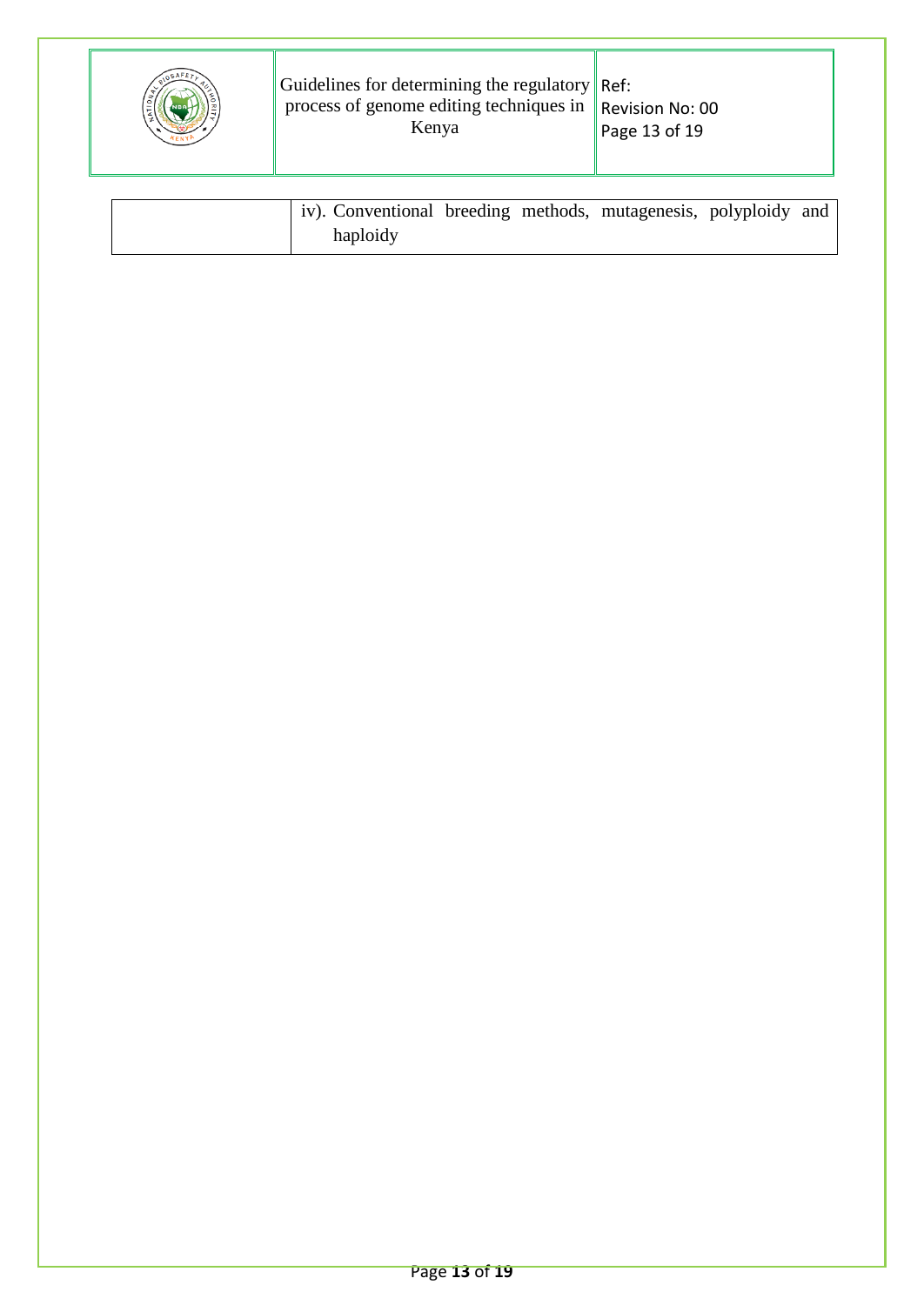|  |  |
| --- | --- |
|  | iv). Conventional breeding methods, mutagenesis, polyploidy and haploidy |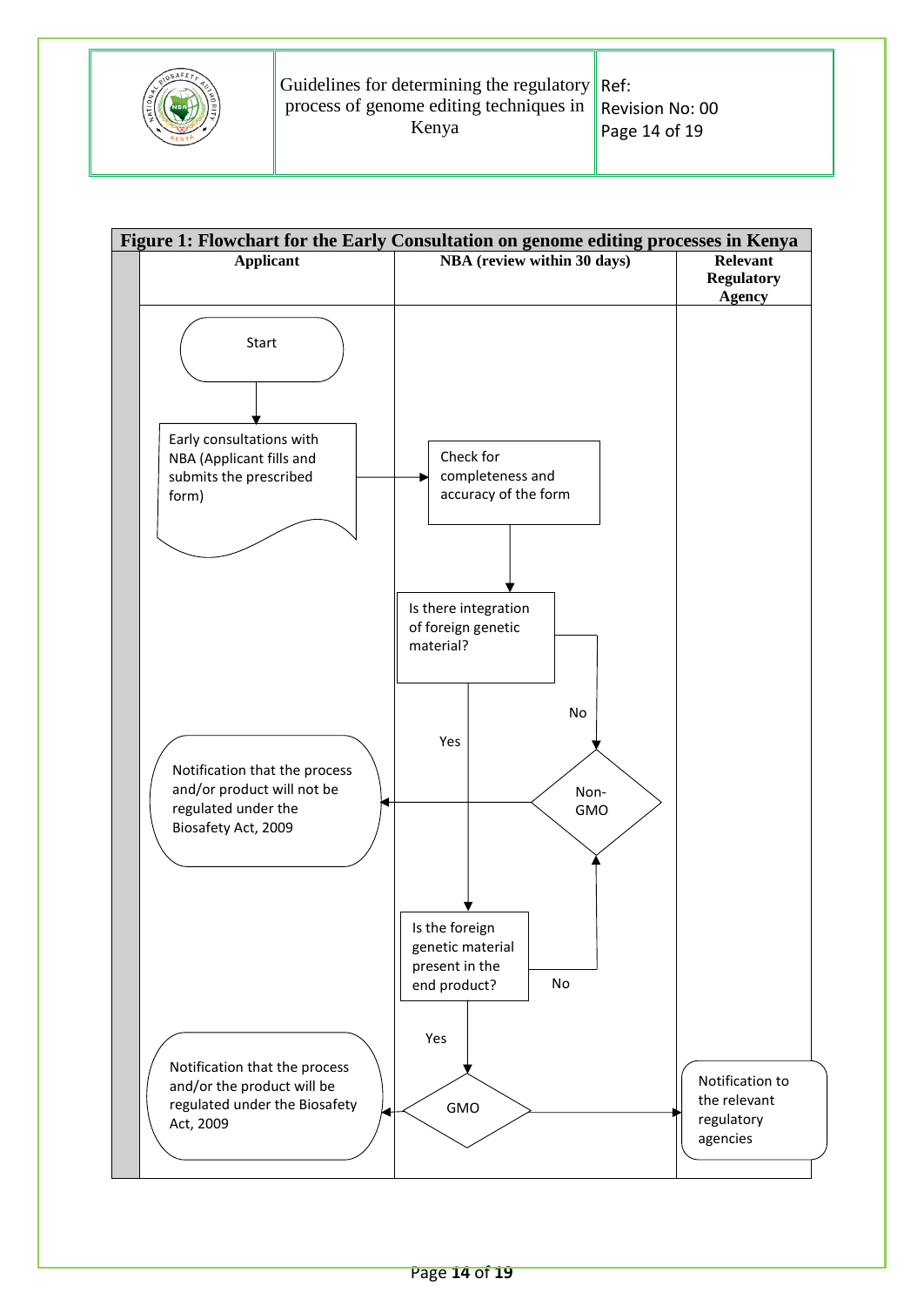**Figure 1: Flowchart for the Early Consultation on genome editing processes in Kenya**

| Applicant | NBA (review within 30 days) | Relevant Regulatory Agency |
|---|---|---|
| Start | | |
| Early consultations with NBA (Applicant fills and submits the prescribed form) | Check for completeness and accuracy of the form | |
| | Is there integration of foreign genetic material? | |
| | No → Non-GMO; Yes → Is the foreign genetic material present in the end product? | |
| Notification that the process and/or product will not be regulated under the Biosafety Act, 2009 | Non-GMO | |
| | Is the foreign genetic material present in the end product? (No → Non-GMO; Yes → GMO) | |
| Notification that the process and/or the product will be regulated under the Biosafety Act, 2009 | GMO | Notification to the relevant regulatory agencies |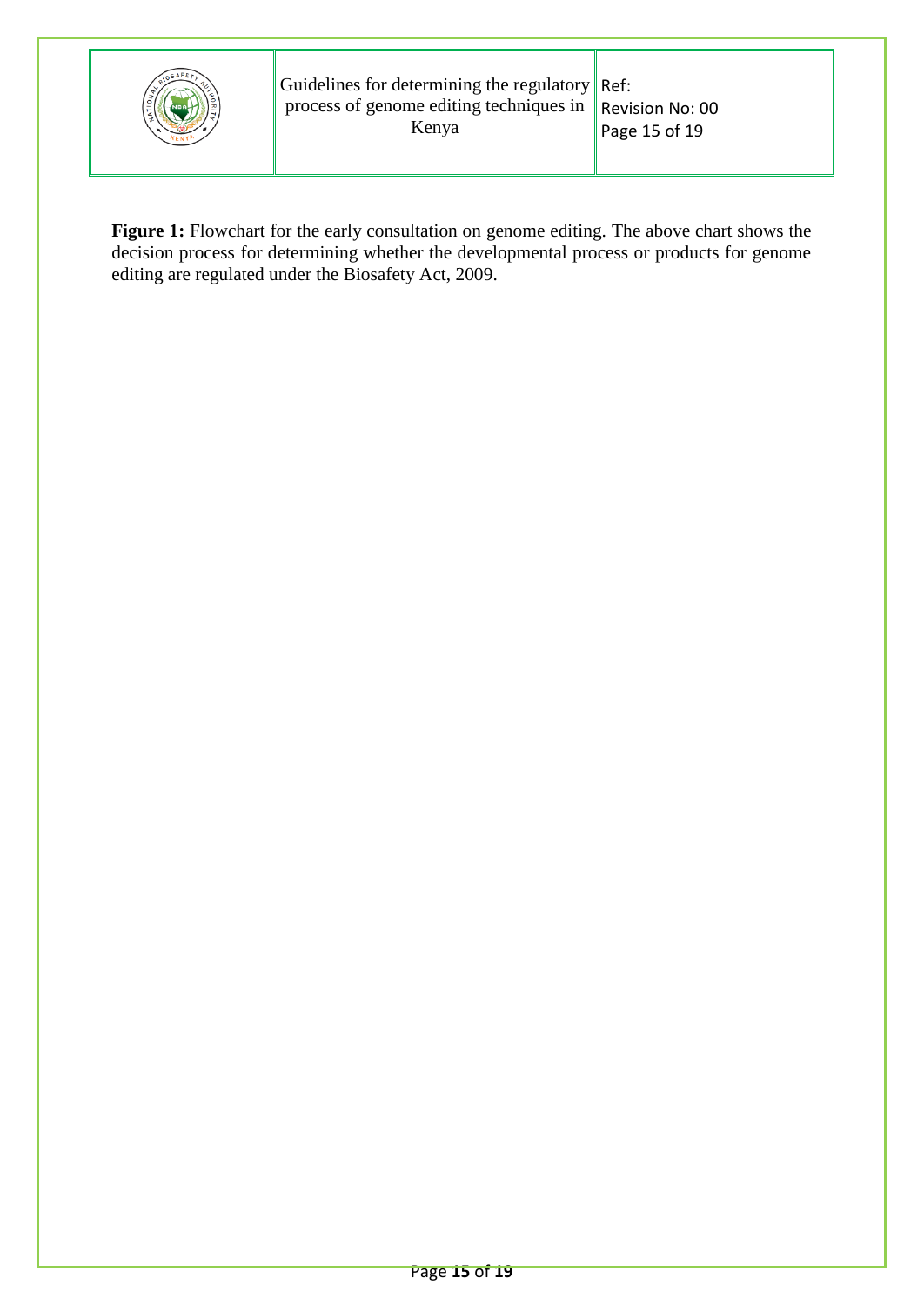**Figure 1:** Flowchart for the early consultation on genome editing. The above chart shows the decision process for determining whether the developmental process or products for genome editing are regulated under the Biosafety Act, 2009.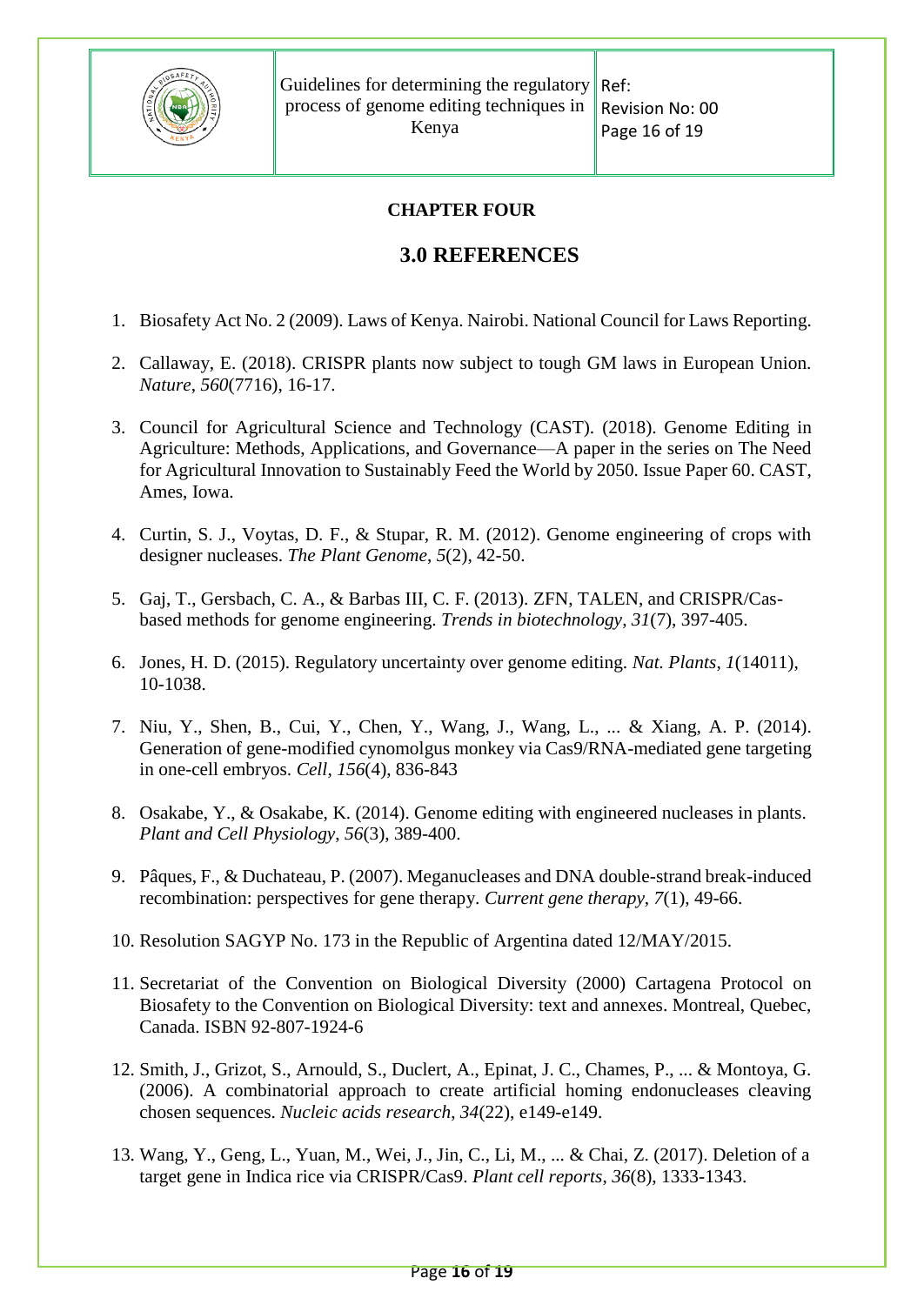**CHAPTER FOUR**

## 3.0 REFERENCES

1. Biosafety Act No. 2 (2009). Laws of Kenya. Nairobi. National Council for Laws Reporting.

2. Callaway, E. (2018). CRISPR plants now subject to tough GM laws in European Union. *Nature*, *560*(7716), 16-17.

3. Council for Agricultural Science and Technology (CAST). (2018). Genome Editing in Agriculture: Methods, Applications, and Governance—A paper in the series on The Need for Agricultural Innovation to Sustainably Feed the World by 2050. Issue Paper 60. CAST, Ames, Iowa.

4. Curtin, S. J., Voytas, D. F., & Stupar, R. M. (2012). Genome engineering of crops with designer nucleases. *The Plant Genome*, *5*(2), 42-50.

5. Gaj, T., Gersbach, C. A., & Barbas III, C. F. (2013). ZFN, TALEN, and CRISPR/Cas-based methods for genome engineering. *Trends in biotechnology*, *31*(7), 397-405.

6. Jones, H. D. (2015). Regulatory uncertainty over genome editing. *Nat. Plants*, *1*(14011), 10-1038.

7. Niu, Y., Shen, B., Cui, Y., Chen, Y., Wang, J., Wang, L., ... & Xiang, A. P. (2014). Generation of gene-modified cynomolgus monkey via Cas9/RNA-mediated gene targeting in one-cell embryos. *Cell*, *156*(4), 836-843

8. Osakabe, Y., & Osakabe, K. (2014). Genome editing with engineered nucleases in plants. *Plant and Cell Physiology*, *56*(3), 389-400.

9. Pâques, F., & Duchateau, P. (2007). Meganucleases and DNA double-strand break-induced recombination: perspectives for gene therapy. *Current gene therapy*, *7*(1), 49-66.

10. Resolution SAGYP No. 173 in the Republic of Argentina dated 12/MAY/2015.

11. Secretariat of the Convention on Biological Diversity (2000) Cartagena Protocol on Biosafety to the Convention on Biological Diversity: text and annexes. Montreal, Quebec, Canada. ISBN 92-807-1924-6

12. Smith, J., Grizot, S., Arnould, S., Duclert, A., Epinat, J. C., Chames, P., ... & Montoya, G. (2006). A combinatorial approach to create artificial homing endonucleases cleaving chosen sequences. *Nucleic acids research*, *34*(22), e149-e149.

13. Wang, Y., Geng, L., Yuan, M., Wei, J., Jin, C., Li, M., ... & Chai, Z. (2017). Deletion of a target gene in Indica rice via CRISPR/Cas9. *Plant cell reports*, *36*(8), 1333-1343.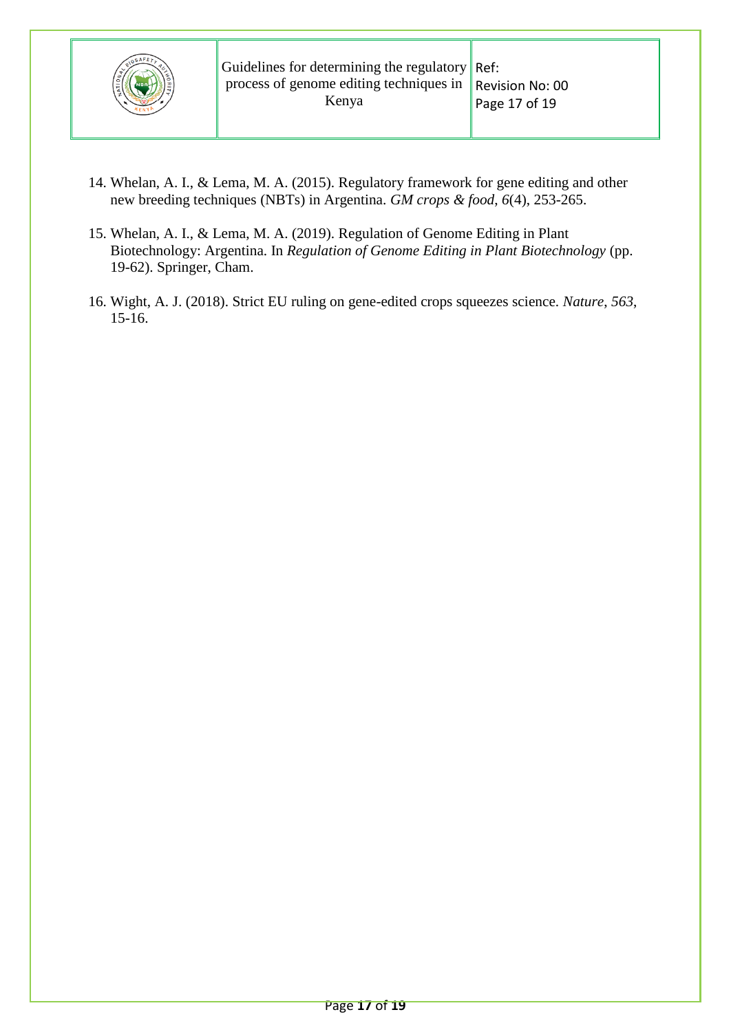14. Whelan, A. I., & Lema, M. A. (2015). Regulatory framework for gene editing and other new breeding techniques (NBTs) in Argentina. *GM crops & food*, *6*(4), 253-265.

15. Whelan, A. I., & Lema, M. A. (2019). Regulation of Genome Editing in Plant Biotechnology: Argentina. In *Regulation of Genome Editing in Plant Biotechnology* (pp. 19-62). Springer, Cham.

16. Wight, A. J. (2018). Strict EU ruling on gene-edited crops squeezes science. *Nature*, *563*, 15-16.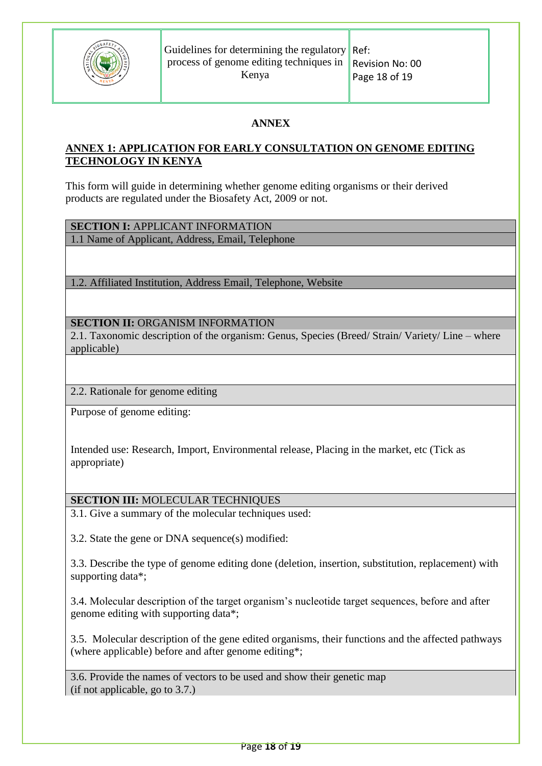## ANNEX

### ANNEX 1: APPLICATION FOR EARLY CONSULTATION ON GENOME EDITING TECHNOLOGY IN KENYA

This form will guide in determining whether genome editing organisms or their derived products are regulated under the Biosafety Act, 2009 or not.

| **SECTION I:** APPLICANT INFORMATION |
|---|
| 1.1 Name of Applicant, Address, Email, Telephone |
| |
| 1.2. Affiliated Institution, Address Email, Telephone, Website |
| |
| **SECTION II:** ORGANISM INFORMATION |
| 2.1. Taxonomic description of the organism: Genus, Species (Breed/ Strain/ Variety/ Line – where applicable) |
| |
| 2.2. Rationale for genome editing |
| Purpose of genome editing:<br><br>Intended use: Research, Import, Environmental release, Placing in the market, etc (Tick as appropriate) |
| **SECTION III:** MOLECULAR TECHNIQUES |
| 3.1. Give a summary of the molecular techniques used:<br><br>3.2. State the gene or DNA sequence(s) modified:<br><br>3.3. Describe the type of genome editing done (deletion, insertion, substitution, replacement) with supporting data*;<br><br>3.4. Molecular description of the target organism's nucleotide target sequences, before and after genome editing with supporting data*;<br><br>3.5. Molecular description of the gene edited organisms, their functions and the affected pathways (where applicable) before and after genome editing*; |
| 3.6. Provide the names of vectors to be used and show their genetic map (if not applicable, go to 3.7.) |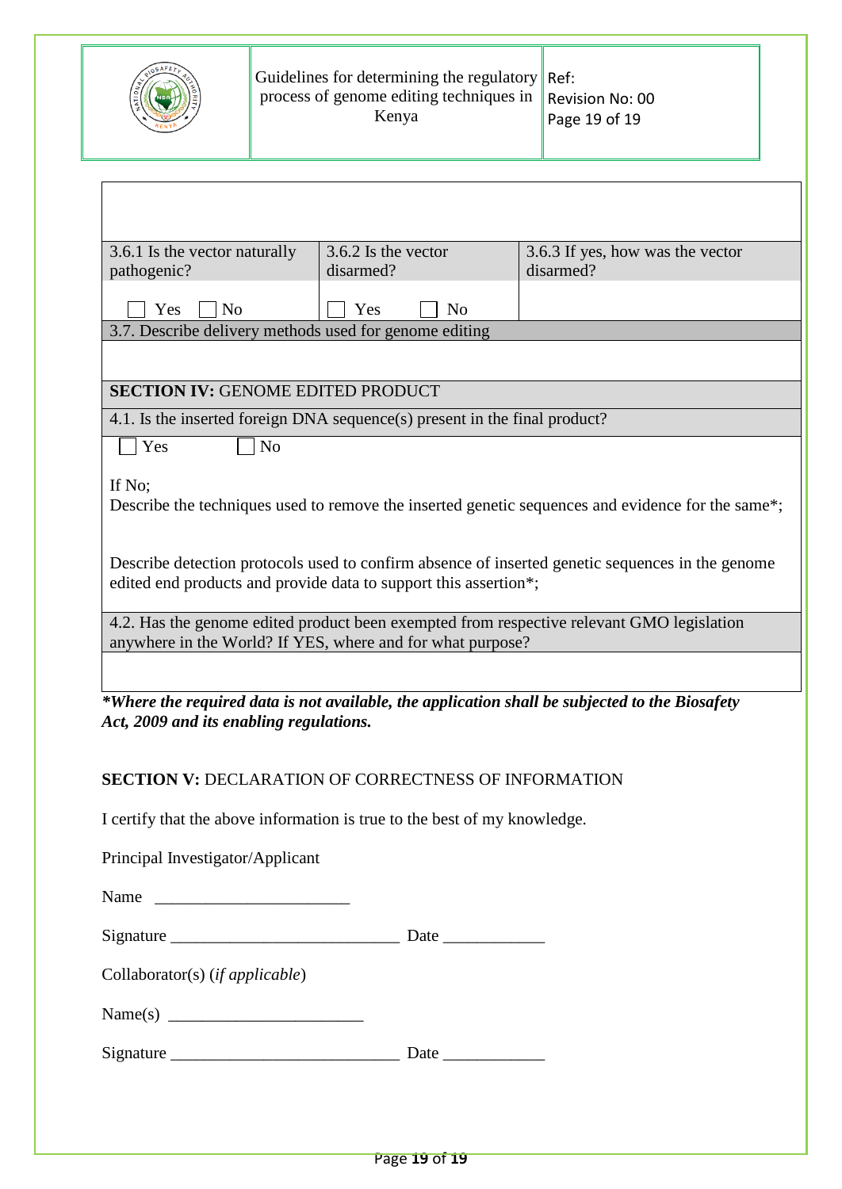| 3.6.1 Is the vector naturally pathogenic? | 3.6.2 Is the vector disarmed? | 3.6.3 If yes, how was the vector disarmed? |
|---|---|---|
| ☐ Yes ☐ No | ☐ Yes ☐ No | |

| 3.7. Describe delivery methods used for genome editing |
|---|
| |

| **SECTION IV:** GENOME EDITED PRODUCT |
|---|
| 4.1. Is the inserted foreign DNA sequence(s) present in the final product? |
| ☐ Yes ☐ No<br><br>If No;<br>Describe the techniques used to remove the inserted genetic sequences and evidence for the same*;<br><br>Describe detection protocols used to confirm absence of inserted genetic sequences in the genome edited end products and provide data to support this assertion*; |
| 4.2. Has the genome edited product been exempted from respective relevant GMO legislation anywhere in the World? If YES, where and for what purpose? |
| |

***Where the required data is not available, the application shall be subjected to the Biosafety Act, 2009 and its enabling regulations.***

**SECTION V:** DECLARATION OF CORRECTNESS OF INFORMATION

I certify that the above information is true to the best of my knowledge.

Principal Investigator/Applicant

Name ______________________

Signature __________________________ Date ___________

Collaborator(s) (*if applicable*)

Name(s) ______________________

Signature __________________________ Date ___________